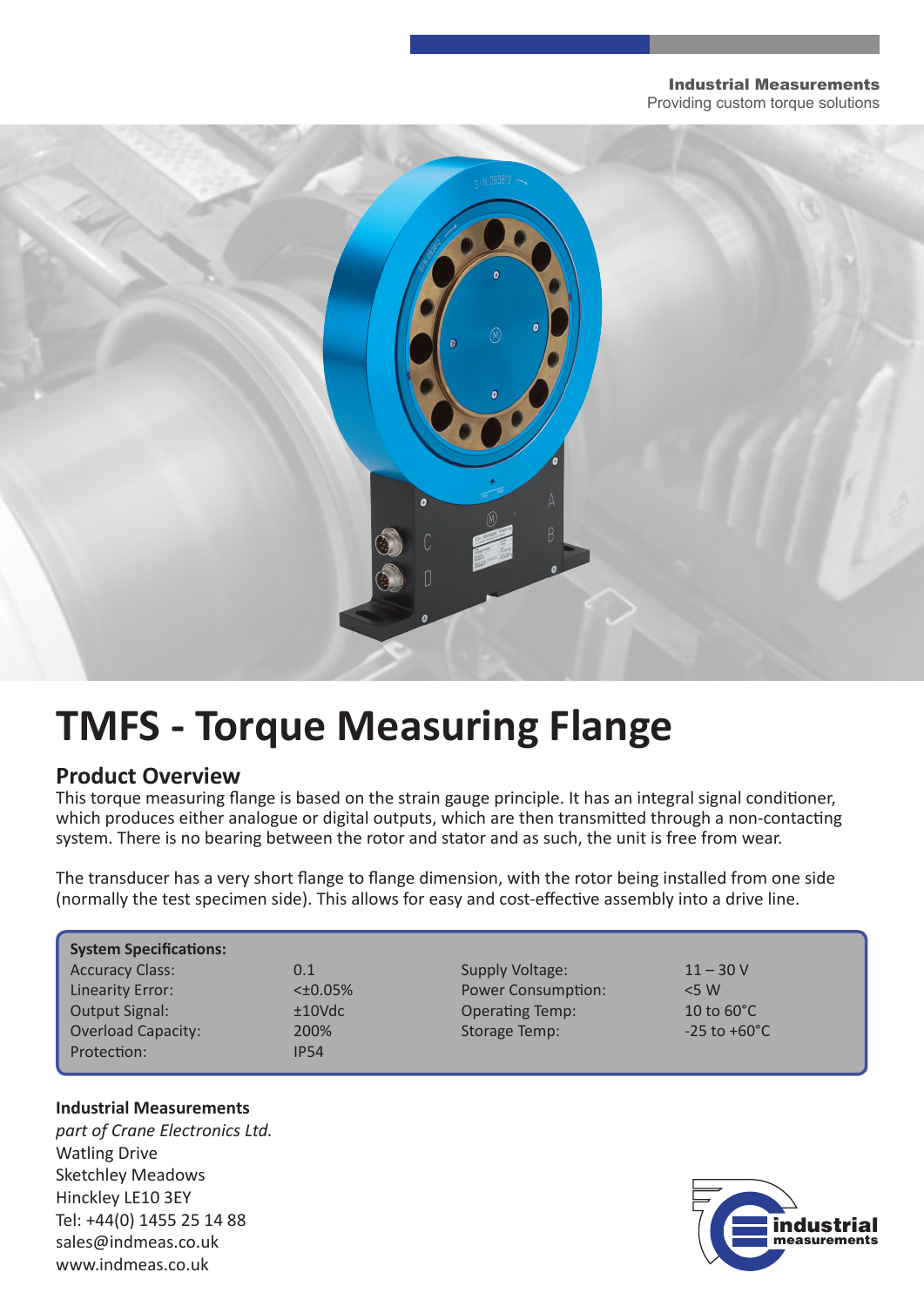**Industrial Measurements**
Providing custom torque solutions

# TMFS - Torque Measuring Flange

## Product Overview

This torque measuring flange is based on the strain gauge principle. It has an integral signal conditioner, which produces either analogue or digital outputs, which are then transmitted through a non-contacting system. There is no bearing between the rotor and stator and as such, the unit is free from wear.

The transducer has a very short flange to flange dimension, with the rotor being installed from one side (normally the test specimen side). This allows for easy and cost-effective assembly into a drive line.

**System Specifications:**

| | | | |
|---|---|---|---|
| Accuracy Class: | 0.1 | Supply Voltage: | 11 – 30 V |
| Linearity Error: | <±0.05% | Power Consumption: | <5 W |
| Output Signal: | ±10Vdc | Operating Temp: | 10 to 60°C |
| Overload Capacity: | 200% | Storage Temp: | -25 to +60°C |
| Protection: | IP54 | | |

**Industrial Measurements**
*part of Crane Electronics Ltd.*
Watling Drive
Sketchley Meadows
Hinckley LE10 3EY
Tel: +44(0) 1455 25 14 88
sales@indmeas.co.uk
www.indmeas.co.uk

industrial measurements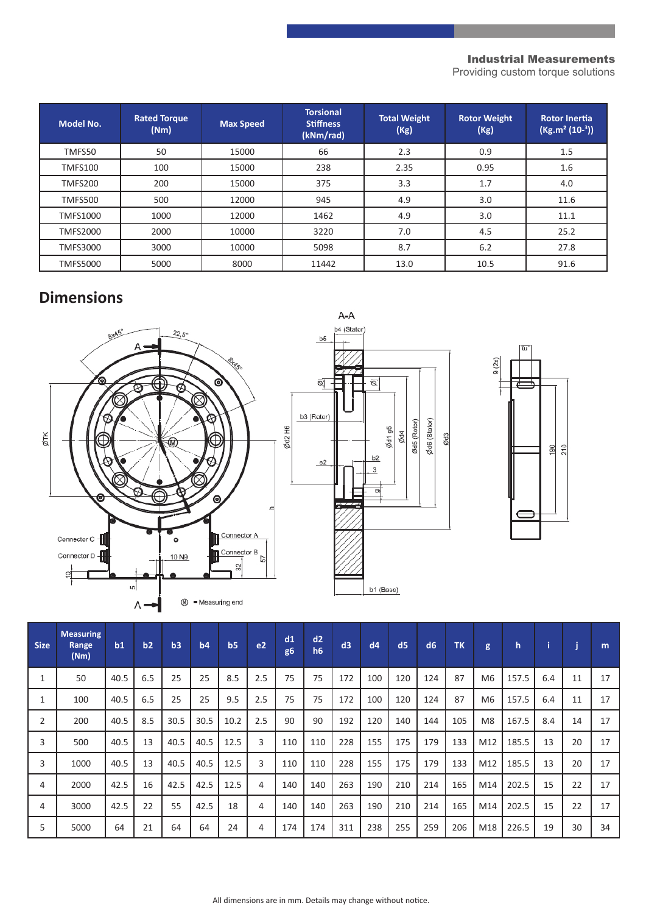**Industrial Measurements**
Providing custom torque solutions

| Model No. | Rated Torque (Nm) | Max Speed | Torsional Stiffness (kNm/rad) | Total Weight (Kg) | Rotor Weight (Kg) | Rotor Inertia (Kg.m² ($10^{-3}$)) |
|---|---|---|---|---|---|---|
| TMFS50 | 50 | 15000 | 66 | 2.3 | 0.9 | 1.5 |
| TMFS100 | 100 | 15000 | 238 | 2.35 | 0.95 | 1.6 |
| TMFS200 | 200 | 15000 | 375 | 3.3 | 1.7 | 4.0 |
| TMFS500 | 500 | 12000 | 945 | 4.9 | 3.0 | 11.6 |
| TMFS1000 | 1000 | 12000 | 1462 | 4.9 | 3.0 | 11.1 |
| TMFS2000 | 2000 | 10000 | 3220 | 7.0 | 4.5 | 25.2 |
| TMFS3000 | 3000 | 10000 | 5098 | 8.7 | 6.2 | 27.8 |
| TMFS5000 | 5000 | 8000 | 11442 | 13.0 | 10.5 | 91.6 |

## Dimensions

| Size | Measuring Range (Nm) | b1 | b2 | b3 | b4 | b5 | e2 | d1 g6 | d2 h6 | d3 | d4 | d5 | d6 | TK | g | h | i | j | m |
|---|---|---|---|---|---|---|---|---|---|---|---|---|---|---|---|---|---|---|---|
| 1 | 50 | 40.5 | 6.5 | 25 | 25 | 8.5 | 2.5 | 75 | 75 | 172 | 100 | 120 | 124 | 87 | M6 | 157.5 | 6.4 | 11 | 17 |
| 1 | 100 | 40.5 | 6.5 | 25 | 25 | 9.5 | 2.5 | 75 | 75 | 172 | 100 | 120 | 124 | 87 | M6 | 157.5 | 6.4 | 11 | 17 |
| 2 | 200 | 40.5 | 8.5 | 30.5 | 30.5 | 10.2 | 2.5 | 90 | 90 | 192 | 120 | 140 | 144 | 105 | M8 | 167.5 | 8.4 | 14 | 17 |
| 3 | 500 | 40.5 | 13 | 40.5 | 40.5 | 12.5 | 3 | 110 | 110 | 228 | 155 | 175 | 179 | 133 | M12 | 185.5 | 13 | 20 | 17 |
| 3 | 1000 | 40.5 | 13 | 40.5 | 40.5 | 12.5 | 3 | 110 | 110 | 228 | 155 | 175 | 179 | 133 | M12 | 185.5 | 13 | 20 | 17 |
| 4 | 2000 | 42.5 | 16 | 42.5 | 42.5 | 12.5 | 4 | 140 | 140 | 263 | 190 | 210 | 214 | 165 | M14 | 202.5 | 15 | 22 | 17 |
| 4 | 3000 | 42.5 | 22 | 55 | 42.5 | 18 | 4 | 140 | 140 | 263 | 190 | 210 | 214 | 165 | M14 | 202.5 | 15 | 22 | 17 |
| 5 | 5000 | 64 | 21 | 64 | 64 | 24 | 4 | 174 | 174 | 311 | 238 | 255 | 259 | 206 | M18 | 226.5 | 19 | 30 | 34 |

All dimensions are in mm. Details may change without notice.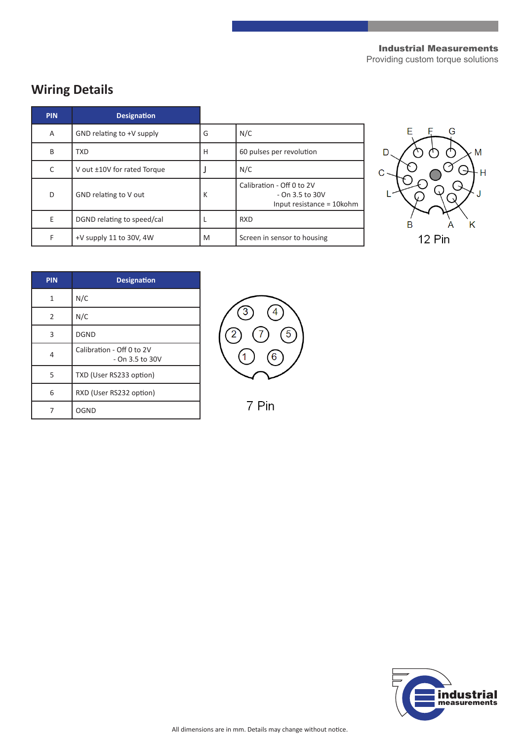## Wiring Details

| PIN | Designation | | |
|---|---|---|---|
| A | GND relating to +V supply | G | N/C |
| B | TXD | H | 60 pulses per revolution |
| C | V out ±10V for rated Torque | J | N/C |
| D | GND relating to V out | K | Calibration - Off 0 to 2V<br>- On 3.5 to 30V<br>Input resistance = 10kohm |
| E | DGND relating to speed/cal | L | RXD |
| F | +V supply 11 to 30V, 4W | M | Screen in sensor to housing |

12 Pin

| PIN | Designation |
|---|---|
| 1 | N/C |
| 2 | N/C |
| 3 | DGND |
| 4 | Calibration - Off 0 to 2V<br>- On 3.5 to 30V |
| 5 | TXD (User RS233 option) |
| 6 | RXD (User RS232 option) |
| 7 | OGND |

7 Pin

All dimensions are in mm. Details may change without notice.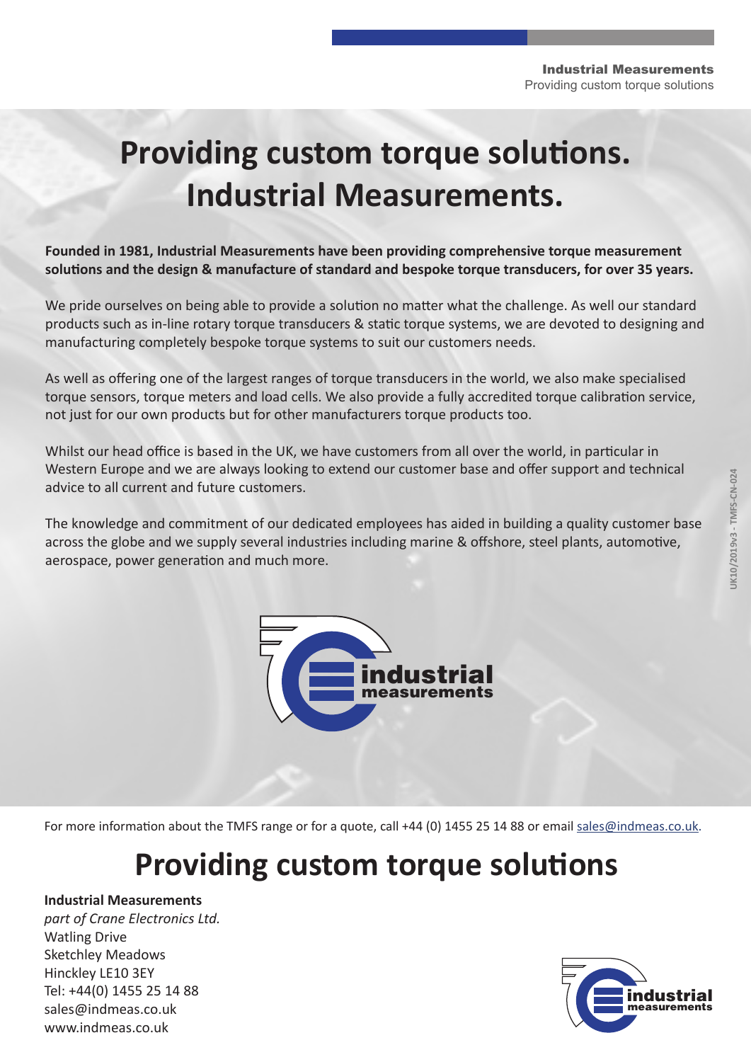# Providing custom torque solutions. Industrial Measurements.

**Founded in 1981, Industrial Measurements have been providing comprehensive torque measurement solutions and the design & manufacture of standard and bespoke torque transducers, for over 35 years.**

We pride ourselves on being able to provide a solution no matter what the challenge. As well our standard products such as in-line rotary torque transducers & static torque systems, we are devoted to designing and manufacturing completely bespoke torque systems to suit our customers needs.

As well as offering one of the largest ranges of torque transducers in the world, we also make specialised torque sensors, torque meters and load cells. We also provide a fully accredited torque calibration service, not just for our own products but for other manufacturers torque products too.

Whilst our head office is based in the UK, we have customers from all over the world, in particular in Western Europe and we are always looking to extend our customer base and offer support and technical advice to all current and future customers.

The knowledge and commitment of our dedicated employees has aided in building a quality customer base across the globe and we supply several industries including marine & offshore, steel plants, automotive, aerospace, power generation and much more.

UK10/2019v3 - TMFS-CN-024

For more information about the TMFS range or for a quote, call +44 (0) 1455 25 14 88 or email sales@indmeas.co.uk.

## Providing custom torque solutions

**Industrial Measurements**
*part of Crane Electronics Ltd.*
Watling Drive
Sketchley Meadows
Hinckley LE10 3EY
Tel: +44(0) 1455 25 14 88
sales@indmeas.co.uk
www.indmeas.co.uk